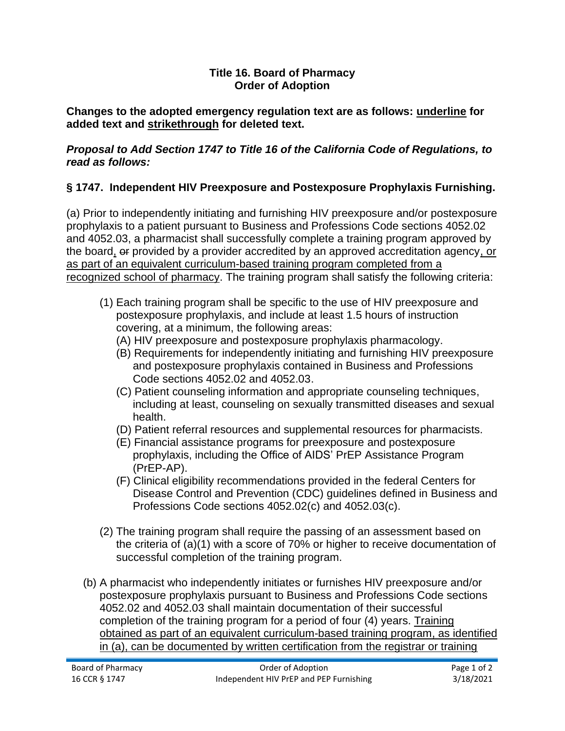**Title 16. Board of Pharmacy**
**Order of Adoption**

**Changes to the adopted emergency regulation text are as follows: <u>underline</u> for added text and ~~strikethrough~~ for deleted text.**

***Proposal to Add Section 1747 to Title 16 of the California Code of Regulations, to read as follows:***

### § 1747. Independent HIV Preexposure and Postexposure Prophylaxis Furnishing.

(a) Prior to independently initiating and furnishing HIV preexposure and/or postexposure prophylaxis to a patient pursuant to Business and Professions Code sections 4052.02 and 4052.03, a pharmacist shall successfully complete a training program approved by the board<u>,</u> ~~or~~ provided by a provider accredited by an approved accreditation agency<u>, or as part of an equivalent curriculum-based training program completed from a recognized school of pharmacy</u>. The training program shall satisfy the following criteria:

(1) Each training program shall be specific to the use of HIV preexposure and postexposure prophylaxis, and include at least 1.5 hours of instruction covering, at a minimum, the following areas:

(A) HIV preexposure and postexposure prophylaxis pharmacology.

(B) Requirements for independently initiating and furnishing HIV preexposure and postexposure prophylaxis contained in Business and Professions Code sections 4052.02 and 4052.03.

(C) Patient counseling information and appropriate counseling techniques, including at least, counseling on sexually transmitted diseases and sexual health.

(D) Patient referral resources and supplemental resources for pharmacists.

(E) Financial assistance programs for preexposure and postexposure prophylaxis, including the Office of AIDS' PrEP Assistance Program (PrEP-AP).

(F) Clinical eligibility recommendations provided in the federal Centers for Disease Control and Prevention (CDC) guidelines defined in Business and Professions Code sections 4052.02(c) and 4052.03(c).

(2) The training program shall require the passing of an assessment based on the criteria of (a)(1) with a score of 70% or higher to receive documentation of successful completion of the training program.

(b) A pharmacist who independently initiates or furnishes HIV preexposure and/or postexposure prophylaxis pursuant to Business and Professions Code sections 4052.02 and 4052.03 shall maintain documentation of their successful completion of the training program for a period of four (4) years. <u>Training obtained as part of an equivalent curriculum-based training program, as identified in (a), can be documented by written certification from the registrar or training</u>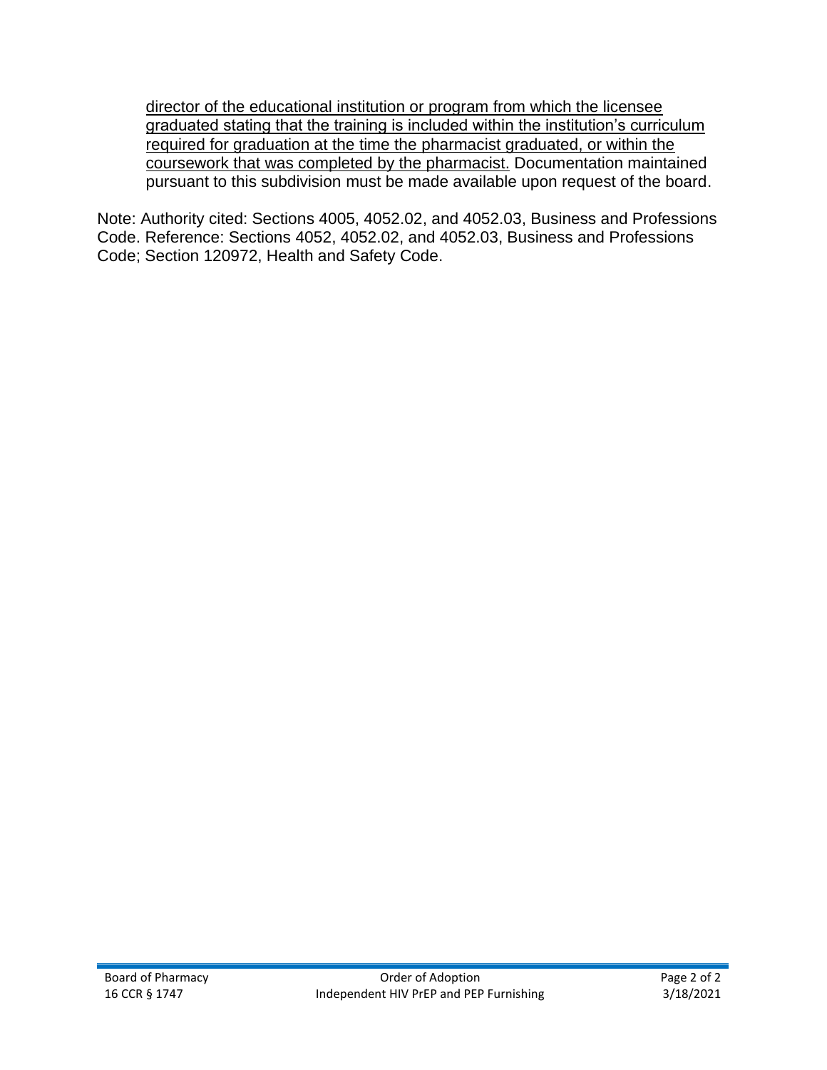director of the educational institution or program from which the licensee graduated stating that the training is included within the institution's curriculum required for graduation at the time the pharmacist graduated, or within the coursework that was completed by the pharmacist. Documentation maintained pursuant to this subdivision must be made available upon request of the board.

Note: Authority cited: Sections 4005, 4052.02, and 4052.03, Business and Professions Code. Reference: Sections 4052, 4052.02, and 4052.03, Business and Professions Code; Section 120972, Health and Safety Code.